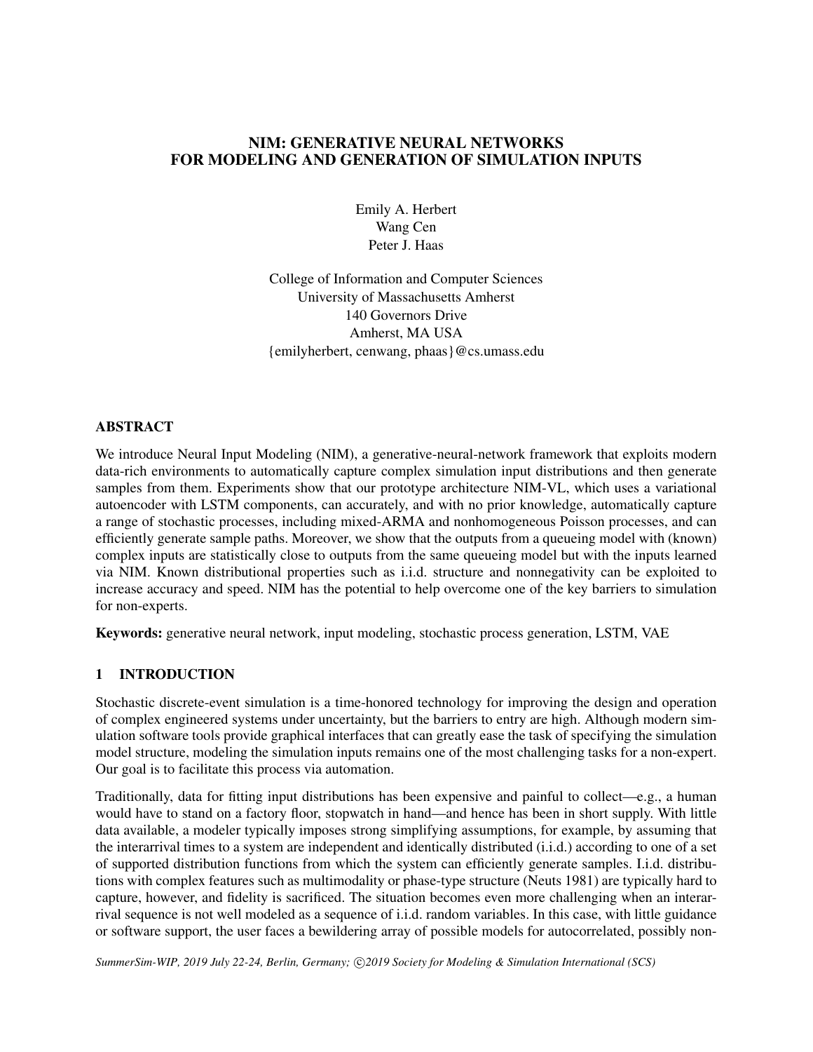# NIM: GENERATIVE NEURAL NETWORKS FOR MODELING AND GENERATION OF SIMULATION INPUTS

Emily A. Herbert
Wang Cen
Peter J. Haas

College of Information and Computer Sciences
University of Massachusetts Amherst
140 Governors Drive
Amherst, MA USA
{emilyherbert, cenwang, phaas}@cs.umass.edu

## ABSTRACT

We introduce Neural Input Modeling (NIM), a generative-neural-network framework that exploits modern data-rich environments to automatically capture complex simulation input distributions and then generate samples from them. Experiments show that our prototype architecture NIM-VL, which uses a variational autoencoder with LSTM components, can accurately, and with no prior knowledge, automatically capture a range of stochastic processes, including mixed-ARMA and nonhomogeneous Poisson processes, and can efficiently generate sample paths. Moreover, we show that the outputs from a queueing model with (known) complex inputs are statistically close to outputs from the same queueing model but with the inputs learned via NIM. Known distributional properties such as i.i.d. structure and nonnegativity can be exploited to increase accuracy and speed. NIM has the potential to help overcome one of the key barriers to simulation for non-experts.

**Keywords:** generative neural network, input modeling, stochastic process generation, LSTM, VAE

## 1 INTRODUCTION

Stochastic discrete-event simulation is a time-honored technology for improving the design and operation of complex engineered systems under uncertainty, but the barriers to entry are high. Although modern simulation software tools provide graphical interfaces that can greatly ease the task of specifying the simulation model structure, modeling the simulation inputs remains one of the most challenging tasks for a non-expert. Our goal is to facilitate this process via automation.

Traditionally, data for fitting input distributions has been expensive and painful to collect—e.g., a human would have to stand on a factory floor, stopwatch in hand—and hence has been in short supply. With little data available, a modeler typically imposes strong simplifying assumptions, for example, by assuming that the interarrival times to a system are independent and identically distributed (i.i.d.) according to one of a set of supported distribution functions from which the system can efficiently generate samples. I.i.d. distributions with complex features such as multimodality or phase-type structure (Neuts 1981) are typically hard to capture, however, and fidelity is sacrificed. The situation becomes even more challenging when an interarrival sequence is not well modeled as a sequence of i.i.d. random variables. In this case, with little guidance or software support, the user faces a bewildering array of possible models for autocorrelated, possibly non-

*SummerSim-WIP, 2019 July 22-24, Berlin, Germany; ©2019 Society for Modeling & Simulation International (SCS)*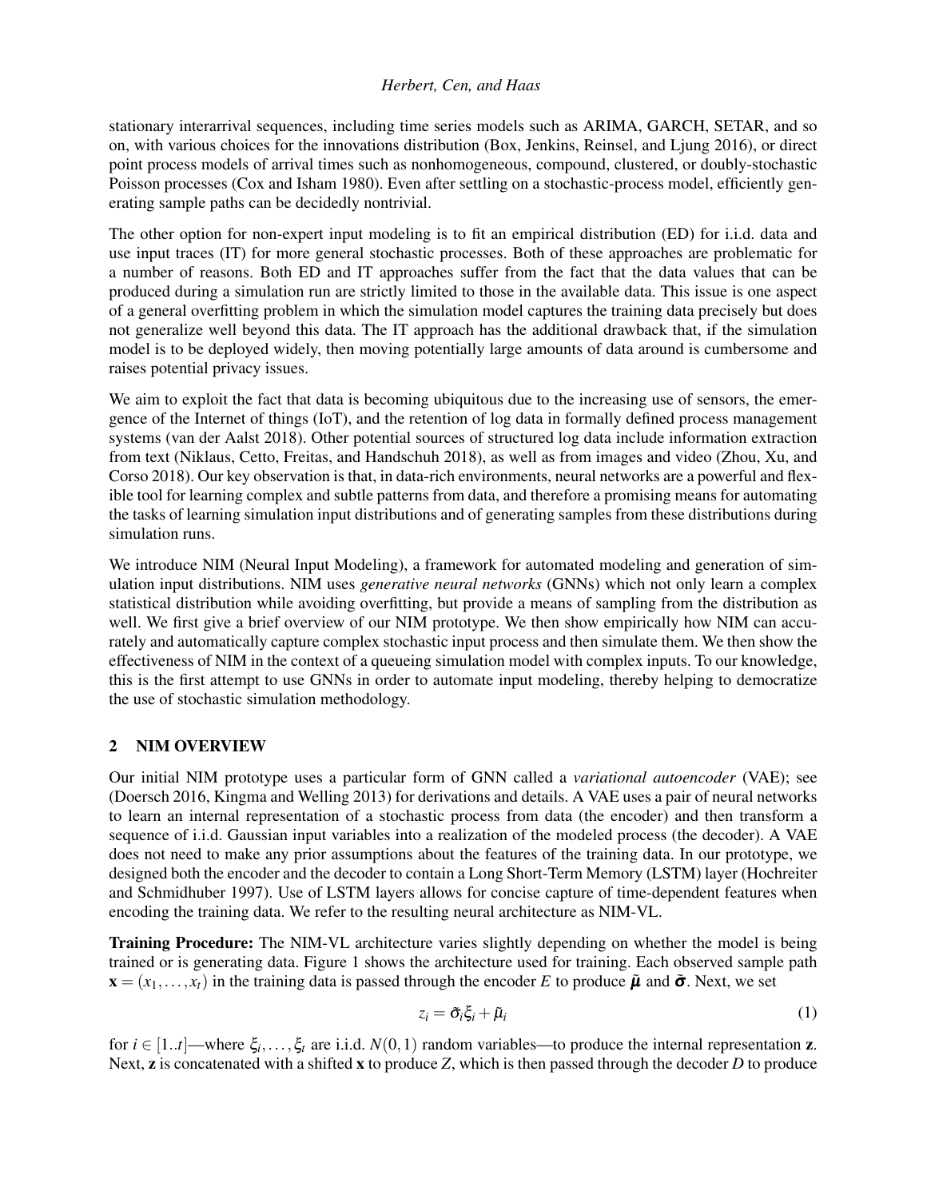stationary interarrival sequences, including time series models such as ARIMA, GARCH, SETAR, and so on, with various choices for the innovations distribution (Box, Jenkins, Reinsel, and Ljung 2016), or direct point process models of arrival times such as nonhomogeneous, compound, clustered, or doubly-stochastic Poisson processes (Cox and Isham 1980). Even after settling on a stochastic-process model, efficiently generating sample paths can be decidedly nontrivial.

The other option for non-expert input modeling is to fit an empirical distribution (ED) for i.i.d. data and use input traces (IT) for more general stochastic processes. Both of these approaches are problematic for a number of reasons. Both ED and IT approaches suffer from the fact that the data values that can be produced during a simulation run are strictly limited to those in the available data. This issue is one aspect of a general overfitting problem in which the simulation model captures the training data precisely but does not generalize well beyond this data. The IT approach has the additional drawback that, if the simulation model is to be deployed widely, then moving potentially large amounts of data around is cumbersome and raises potential privacy issues.

We aim to exploit the fact that data is becoming ubiquitous due to the increasing use of sensors, the emergence of the Internet of things (IoT), and the retention of log data in formally defined process management systems (van der Aalst 2018). Other potential sources of structured log data include information extraction from text (Niklaus, Cetto, Freitas, and Handschuh 2018), as well as from images and video (Zhou, Xu, and Corso 2018). Our key observation is that, in data-rich environments, neural networks are a powerful and flexible tool for learning complex and subtle patterns from data, and therefore a promising means for automating the tasks of learning simulation input distributions and of generating samples from these distributions during simulation runs.

We introduce NIM (Neural Input Modeling), a framework for automated modeling and generation of simulation input distributions. NIM uses *generative neural networks* (GNNs) which not only learn a complex statistical distribution while avoiding overfitting, but provide a means of sampling from the distribution as well. We first give a brief overview of our NIM prototype. We then show empirically how NIM can accurately and automatically capture complex stochastic input process and then simulate them. We then show the effectiveness of NIM in the context of a queueing simulation model with complex inputs. To our knowledge, this is the first attempt to use GNNs in order to automate input modeling, thereby helping to democratize the use of stochastic simulation methodology.

## 2 NIM OVERVIEW

Our initial NIM prototype uses a particular form of GNN called a *variational autoencoder* (VAE); see (Doersch 2016, Kingma and Welling 2013) for derivations and details. A VAE uses a pair of neural networks to learn an internal representation of a stochastic process from data (the encoder) and then transform a sequence of i.i.d. Gaussian input variables into a realization of the modeled process (the decoder). A VAE does not need to make any prior assumptions about the features of the training data. In our prototype, we designed both the encoder and the decoder to contain a Long Short-Term Memory (LSTM) layer (Hochreiter and Schmidhuber 1997). Use of LSTM layers allows for concise capture of time-dependent features when encoding the training data. We refer to the resulting neural architecture as NIM-VL.

**Training Procedure:** The NIM-VL architecture varies slightly depending on whether the model is being trained or is generating data. Figure 1 shows the architecture used for training. Each observed sample path $\mathbf{x} = (x_1, \ldots, x_t)$ in the training data is passed through the encoder $E$ to produce $\tilde{\boldsymbol{\mu}}$ and $\tilde{\boldsymbol{\sigma}}$. Next, we set

$$z_i = \tilde{\sigma}_i \xi_i + \tilde{\mu}_i \tag{1}$$

for $i \in [1..t]$—where $\xi_i, \ldots, \xi_t$ are i.i.d. $N(0,1)$ random variables—to produce the internal representation $\mathbf{z}$. Next, $\mathbf{z}$ is concatenated with a shifted $\mathbf{x}$ to produce $Z$, which is then passed through the decoder $D$ to produce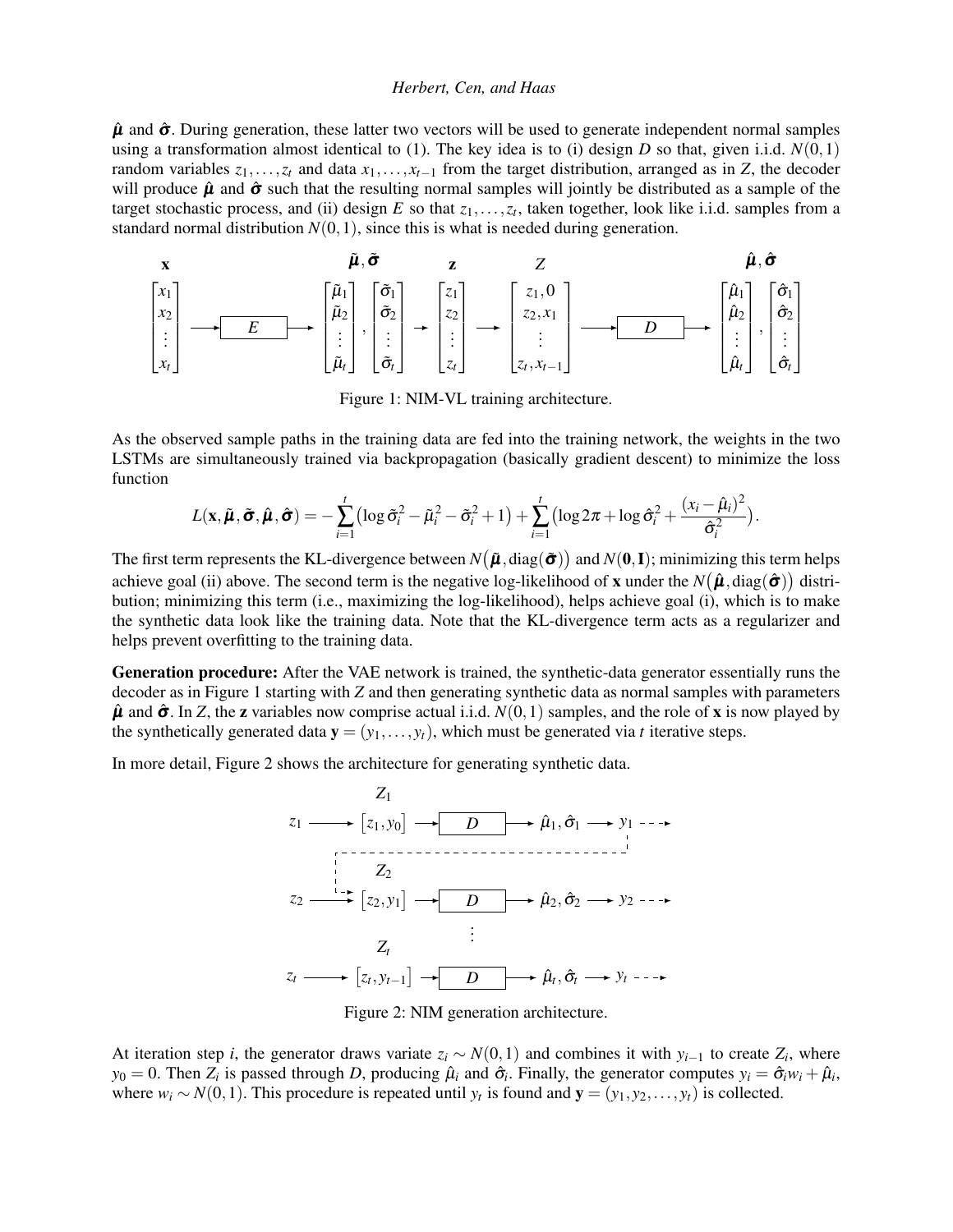$\hat{\boldsymbol{\mu}}$ and $\hat{\boldsymbol{\sigma}}$. During generation, these latter two vectors will be used to generate independent normal samples using a transformation almost identical to (1). The key idea is to (i) design $D$ so that, given i.i.d. $N(0,1)$ random variables $z_1,\dots,z_t$ and data $x_1,\dots,x_{t-1}$ from the target distribution, arranged as in $Z$, the decoder will produce $\hat{\boldsymbol{\mu}}$ and $\hat{\boldsymbol{\sigma}}$ such that the resulting normal samples will jointly be distributed as a sample of the target stochastic process, and (ii) design $E$ so that $z_1,\dots,z_t$, taken together, look like i.i.d. samples from a standard normal distribution $N(0,1)$, since this is what is needed during generation.

$$\mathbf{x} = \begin{bmatrix} x_1 \\ x_2 \\ \vdots \\ x_t \end{bmatrix} \longrightarrow \boxed{E} \longrightarrow \tilde{\boldsymbol{\mu}}, \tilde{\boldsymbol{\sigma}} = \begin{bmatrix} \tilde{\mu}_1 \\ \tilde{\mu}_2 \\ \vdots \\ \tilde{\mu}_t \end{bmatrix}, \begin{bmatrix} \tilde{\sigma}_1 \\ \tilde{\sigma}_2 \\ \vdots \\ \tilde{\sigma}_t \end{bmatrix} \longrightarrow \mathbf{z} = \begin{bmatrix} z_1 \\ z_2 \\ \vdots \\ z_t \end{bmatrix} \longrightarrow Z = \begin{bmatrix} z_1, 0 \\ z_2, x_1 \\ \vdots \\ z_t, x_{t-1} \end{bmatrix} \longrightarrow \boxed{D} \longrightarrow \hat{\boldsymbol{\mu}}, \hat{\boldsymbol{\sigma}} = \begin{bmatrix} \hat{\mu}_1 \\ \hat{\mu}_2 \\ \vdots \\ \hat{\mu}_t \end{bmatrix}, \begin{bmatrix} \hat{\sigma}_1 \\ \hat{\sigma}_2 \\ \vdots \\ \hat{\sigma}_t \end{bmatrix}$$

Figure 1: NIM-VL training architecture.

As the observed sample paths in the training data are fed into the training network, the weights in the two LSTMs are simultaneously trained via backpropagation (basically gradient descent) to minimize the loss function

$$L(\mathbf{x}, \tilde{\boldsymbol{\mu}}, \tilde{\boldsymbol{\sigma}}, \hat{\boldsymbol{\mu}}, \hat{\boldsymbol{\sigma}}) = -\sum_{i=1}^{t}\left(\log\tilde{\sigma}_i^2 - \tilde{\mu}_i^2 - \tilde{\sigma}_i^2 + 1\right) + \sum_{i=1}^{t}\left(\log 2\pi + \log\hat{\sigma}_i^2 + \frac{(x_i - \hat{\mu}_i)^2}{\hat{\sigma}_i^2}\right).$$

The first term represents the KL-divergence between $N\big(\tilde{\boldsymbol{\mu}}, \mathrm{diag}(\tilde{\boldsymbol{\sigma}})\big)$ and $N(\mathbf{0}, \mathbf{I})$; minimizing this term helps achieve goal (ii) above. The second term is the negative log-likelihood of $\mathbf{x}$ under the $N\big(\hat{\boldsymbol{\mu}}, \mathrm{diag}(\hat{\boldsymbol{\sigma}})\big)$ distribution; minimizing this term (i.e., maximizing the log-likelihood), helps achieve goal (i), which is to make the synthetic data look like the training data. Note that the KL-divergence term acts as a regularizer and helps prevent overfitting to the training data.

**Generation procedure:** After the VAE network is trained, the synthetic-data generator essentially runs the decoder as in Figure 1 starting with $Z$ and then generating synthetic data as normal samples with parameters $\hat{\boldsymbol{\mu}}$ and $\hat{\boldsymbol{\sigma}}$. In $Z$, the $\mathbf{z}$ variables now comprise actual i.i.d. $N(0,1)$ samples, and the role of $\mathbf{x}$ is now played by the synthetically generated data $\mathbf{y} = (y_1,\dots,y_t)$, which must be generated via $t$ iterative steps.

In more detail, Figure 2 shows the architecture for generating synthetic data.

$$z_1 \longrightarrow Z_1 = [z_1, y_0] \longrightarrow \boxed{D} \longrightarrow \hat{\mu}_1, \hat{\sigma}_1 \longrightarrow y_1$$
$$z_2 \longrightarrow Z_2 = [z_2, y_1] \longrightarrow \boxed{D} \longrightarrow \hat{\mu}_2, \hat{\sigma}_2 \longrightarrow y_2$$
$$\vdots$$
$$z_t \longrightarrow Z_t = [z_t, y_{t-1}] \longrightarrow \boxed{D} \longrightarrow \hat{\mu}_t, \hat{\sigma}_t \longrightarrow y_t$$

Figure 2: NIM generation architecture.

At iteration step $i$, the generator draws variate $z_i \sim N(0,1)$ and combines it with $y_{i-1}$ to create $Z_i$, where $y_0 = 0$. Then $Z_i$ is passed through $D$, producing $\hat{\mu}_i$ and $\hat{\sigma}_i$. Finally, the generator computes $y_i = \hat{\sigma}_i w_i + \hat{\mu}_i$, where $w_i \sim N(0,1)$. This procedure is repeated until $y_t$ is found and $\mathbf{y} = (y_1, y_2, \dots, y_t)$ is collected.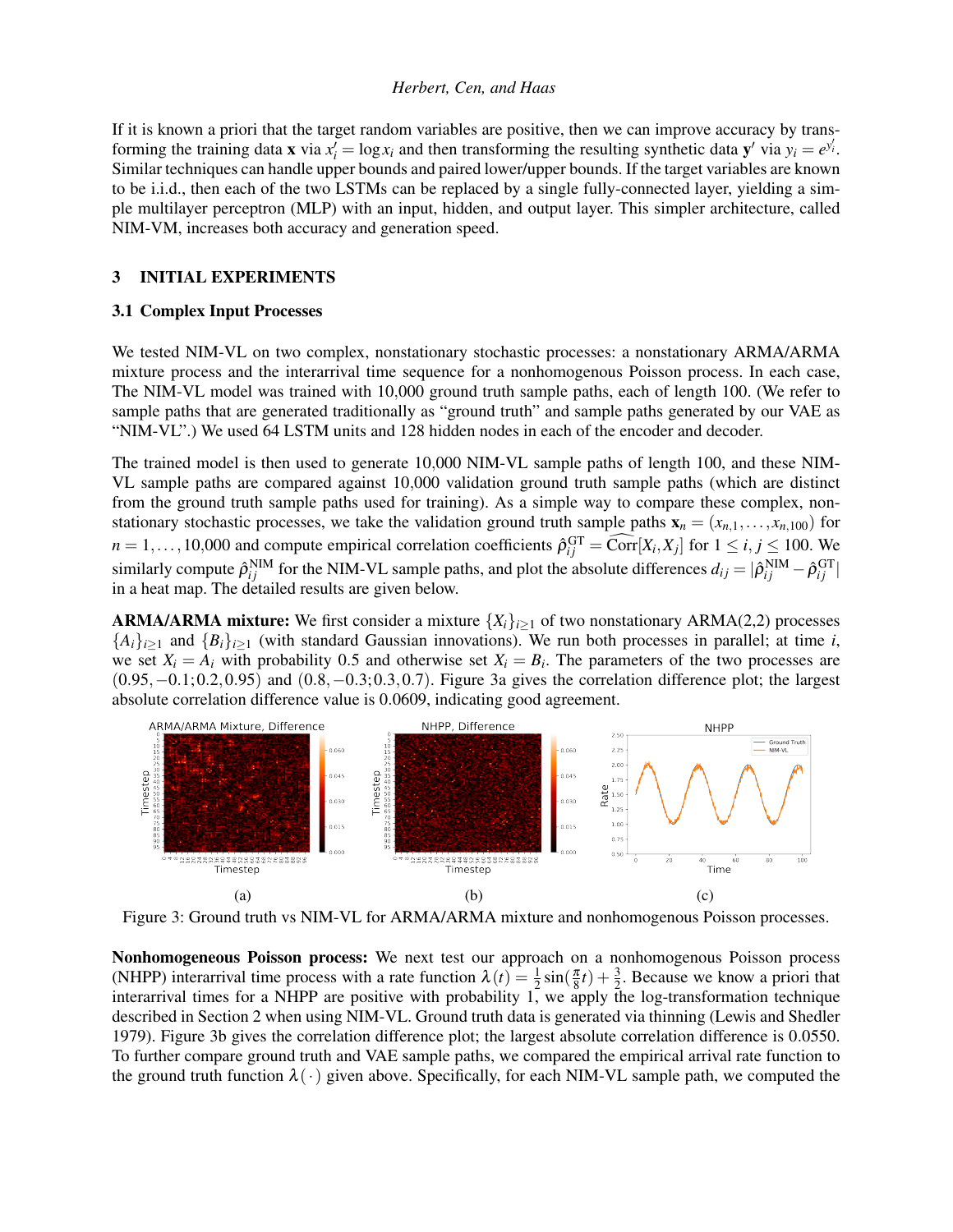If it is known a priori that the target random variables are positive, then we can improve accuracy by transforming the training data $\mathbf{x}$ via $x_i' = \log x_i$ and then transforming the resulting synthetic data $\mathbf{y}'$ via $y_i = e^{y_i'}$. Similar techniques can handle upper bounds and paired lower/upper bounds. If the target variables are known to be i.i.d., then each of the two LSTMs can be replaced by a single fully-connected layer, yielding a simple multilayer perceptron (MLP) with an input, hidden, and output layer. This simpler architecture, called NIM-VM, increases both accuracy and generation speed.

## 3 INITIAL EXPERIMENTS

### 3.1 Complex Input Processes

We tested NIM-VL on two complex, nonstationary stochastic processes: a nonstationary ARMA/ARMA mixture process and the interarrival time sequence for a nonhomogeneous Poisson process. In each case, The NIM-VL model was trained with 10,000 ground truth sample paths, each of length 100. (We refer to sample paths that are generated traditionally as "ground truth" and sample paths generated by our VAE as "NIM-VL".) We used 64 LSTM units and 128 hidden nodes in each of the encoder and decoder.

The trained model is then used to generate 10,000 NIM-VL sample paths of length 100, and these NIM-VL sample paths are compared against 10,000 validation ground truth sample paths (which are distinct from the ground truth sample paths used for training). As a simple way to compare these complex, nonstationary stochastic processes, we take the validation ground truth sample paths $\mathbf{x}_n = (x_{n,1}, \ldots, x_{n,100})$ for $n = 1, \ldots, 10{,}000$ and compute empirical correlation coefficients $\hat{\rho}_{ij}^{\text{GT}} = \widehat{\text{Corr}}[X_i, X_j]$ for $1 \le i, j \le 100$. We similarly compute $\hat{\rho}_{ij}^{\text{NIM}}$ for the NIM-VL sample paths, and plot the absolute differences $d_{ij} = |\hat{\rho}_{ij}^{\text{NIM}} - \hat{\rho}_{ij}^{\text{GT}}|$ in a heat map. The detailed results are given below.

**ARMA/ARMA mixture:** We first consider a mixture $\{X_i\}_{i \ge 1}$ of two nonstationary ARMA(2,2) processes $\{A_i\}_{i \ge 1}$ and $\{B_i\}_{i \ge 1}$ (with standard Gaussian innovations). We run both processes in parallel; at time $i$, we set $X_i = A_i$ with probability 0.5 and otherwise set $X_i = B_i$. The parameters of the two processes are $(0.95, -0.1; 0.2, 0.95)$ and $(0.8, -0.3; 0.3, 0.7)$. Figure 3a gives the correlation difference plot; the largest absolute correlation difference value is 0.0609, indicating good agreement.

Figure 3: Ground truth vs NIM-VL for ARMA/ARMA mixture and nonhomogenous Poisson processes.

**Nonhomogeneous Poisson process:** We next test our approach on a nonhomogenous Poisson process (NHPP) interarrival time process with a rate function $\lambda(t) = \frac{1}{2}\sin(\frac{\pi}{8}t) + \frac{3}{2}$. Because we know a priori that interarrival times for a NHPP are positive with probability 1, we apply the log-transformation technique described in Section 2 when using NIM-VL. Ground truth data is generated via thinning (Lewis and Shedler 1979). Figure 3b gives the correlation difference plot; the largest absolute correlation difference is 0.0550. To further compare ground truth and VAE sample paths, we compared the empirical arrival rate function to the ground truth function $\lambda(\cdot)$ given above. Specifically, for each NIM-VL sample path, we computed the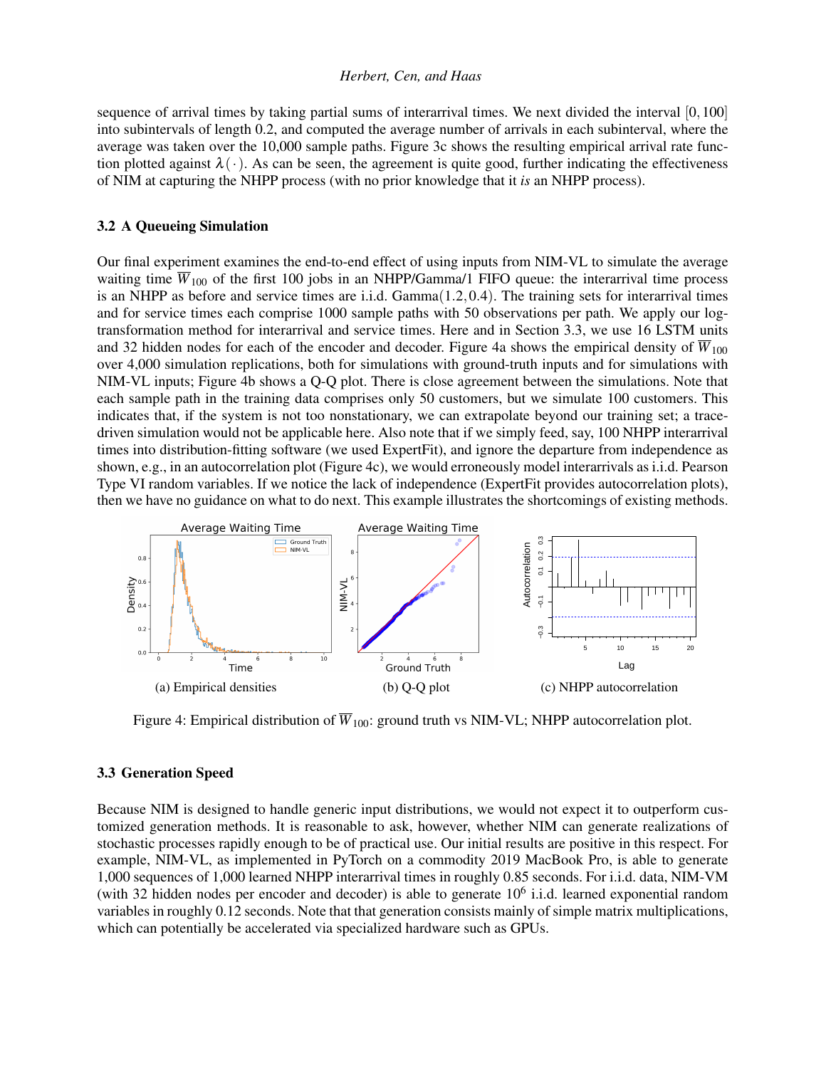sequence of arrival times by taking partial sums of interarrival times. We next divided the interval $[0,100]$ into subintervals of length 0.2, and computed the average number of arrivals in each subinterval, where the average was taken over the 10,000 sample paths. Figure 3c shows the resulting empirical arrival rate function plotted against $\lambda(\cdot)$. As can be seen, the agreement is quite good, further indicating the effectiveness of NIM at capturing the NHPP process (with no prior knowledge that it *is* an NHPP process).

### 3.2 A Queueing Simulation

Our final experiment examines the end-to-end effect of using inputs from NIM-VL to simulate the average waiting time $\overline{W}_{100}$ of the first 100 jobs in an NHPP/Gamma/1 FIFO queue: the interarrival time process is an NHPP as before and service times are i.i.d. $\text{Gamma}(1.2, 0.4)$. The training sets for interarrival times and for service times each comprise 1000 sample paths with 50 observations per path. We apply our log-transformation method for interarrival and service times. Here and in Section 3.3, we use 16 LSTM units and 32 hidden nodes for each of the encoder and decoder. Figure 4a shows the empirical density of $\overline{W}_{100}$ over 4,000 simulation replications, both for simulations with ground-truth inputs and for simulations with NIM-VL inputs; Figure 4b shows a Q-Q plot. There is close agreement between the simulations. Note that each sample path in the training data comprises only 50 customers, but we simulate 100 customers. This indicates that, if the system is not too nonstationary, we can extrapolate beyond our training set; a trace-driven simulation would not be applicable here. Also note that if we simply feed, say, 100 NHPP interarrival times into distribution-fitting software (we used ExpertFit), and ignore the departure from independence as shown, e.g., in an autocorrelation plot (Figure 4c), we would erroneously model interarrivals as i.i.d. Pearson Type VI random variables. If we notice the lack of independence (ExpertFit provides autocorrelation plots), then we have no guidance on what to do next. This example illustrates the shortcomings of existing methods.

(a) Empirical densities (b) Q-Q plot (c) NHPP autocorrelation

Figure 4: Empirical distribution of $\overline{W}_{100}$: ground truth vs NIM-VL; NHPP autocorrelation plot.

### 3.3 Generation Speed

Because NIM is designed to handle generic input distributions, we would not expect it to outperform customized generation methods. It is reasonable to ask, however, whether NIM can generate realizations of stochastic processes rapidly enough to be of practical use. Our initial results are positive in this respect. For example, NIM-VL, as implemented in PyTorch on a commodity 2019 MacBook Pro, is able to generate 1,000 sequences of 1,000 learned NHPP interarrival times in roughly 0.85 seconds. For i.i.d. data, NIM-VM (with 32 hidden nodes per encoder and decoder) is able to generate $10^6$ i.i.d. learned exponential random variables in roughly 0.12 seconds. Note that that generation consists mainly of simple matrix multiplications, which can potentially be accelerated via specialized hardware such as GPUs.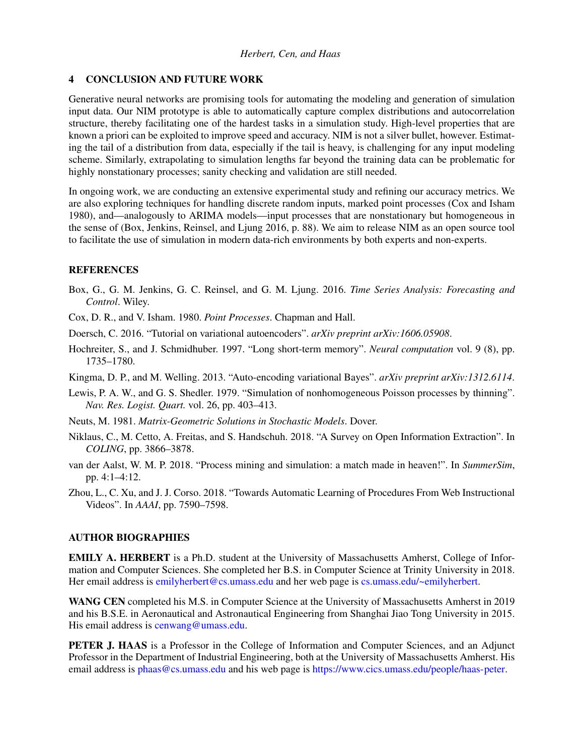## 4 CONCLUSION AND FUTURE WORK

Generative neural networks are promising tools for automating the modeling and generation of simulation input data. Our NIM prototype is able to automatically capture complex distributions and autocorrelation structure, thereby facilitating one of the hardest tasks in a simulation study. High-level properties that are known a priori can be exploited to improve speed and accuracy. NIM is not a silver bullet, however. Estimating the tail of a distribution from data, especially if the tail is heavy, is challenging for any input modeling scheme. Similarly, extrapolating to simulation lengths far beyond the training data can be problematic for highly nonstationary processes; sanity checking and validation are still needed.

In ongoing work, we are conducting an extensive experimental study and refining our accuracy metrics. We are also exploring techniques for handling discrete random inputs, marked point processes (Cox and Isham 1980), and—analogously to ARIMA models—input processes that are nonstationary but homogeneous in the sense of (Box, Jenkins, Reinsel, and Ljung 2016, p. 88). We aim to release NIM as an open source tool to facilitate the use of simulation in modern data-rich environments by both experts and non-experts.

## REFERENCES

Box, G., G. M. Jenkins, G. C. Reinsel, and G. M. Ljung. 2016. *Time Series Analysis: Forecasting and Control*. Wiley.

Cox, D. R., and V. Isham. 1980. *Point Processes*. Chapman and Hall.

Doersch, C. 2016. "Tutorial on variational autoencoders". *arXiv preprint arXiv:1606.05908*.

Hochreiter, S., and J. Schmidhuber. 1997. "Long short-term memory". *Neural computation* vol. 9 (8), pp. 1735–1780.

Kingma, D. P., and M. Welling. 2013. "Auto-encoding variational Bayes". *arXiv preprint arXiv:1312.6114*.

Lewis, P. A. W., and G. S. Shedler. 1979. "Simulation of nonhomogeneous Poisson processes by thinning". *Nav. Res. Logist. Quart.* vol. 26, pp. 403–413.

Neuts, M. 1981. *Matrix-Geometric Solutions in Stochastic Models*. Dover.

Niklaus, C., M. Cetto, A. Freitas, and S. Handschuh. 2018. "A Survey on Open Information Extraction". In *COLING*, pp. 3866–3878.

van der Aalst, W. M. P. 2018. "Process mining and simulation: a match made in heaven!". In *SummerSim*, pp. 4:1–4:12.

Zhou, L., C. Xu, and J. J. Corso. 2018. "Towards Automatic Learning of Procedures From Web Instructional Videos". In *AAAI*, pp. 7590–7598.

## AUTHOR BIOGRAPHIES

**EMILY A. HERBERT** is a Ph.D. student at the University of Massachusetts Amherst, College of Information and Computer Sciences. She completed her B.S. in Computer Science at Trinity University in 2018. Her email address is emilyherbert@cs.umass.edu and her web page is cs.umass.edu/~emilyherbert.

**WANG CEN** completed his M.S. in Computer Science at the University of Massachusetts Amherst in 2019 and his B.S.E. in Aeronautical and Astronautical Engineering from Shanghai Jiao Tong University in 2015. His email address is cenwang@umass.edu.

**PETER J. HAAS** is a Professor in the College of Information and Computer Sciences, and an Adjunct Professor in the Department of Industrial Engineering, both at the University of Massachusetts Amherst. His email address is phaas@cs.umass.edu and his web page is https://www.cics.umass.edu/people/haas-peter.